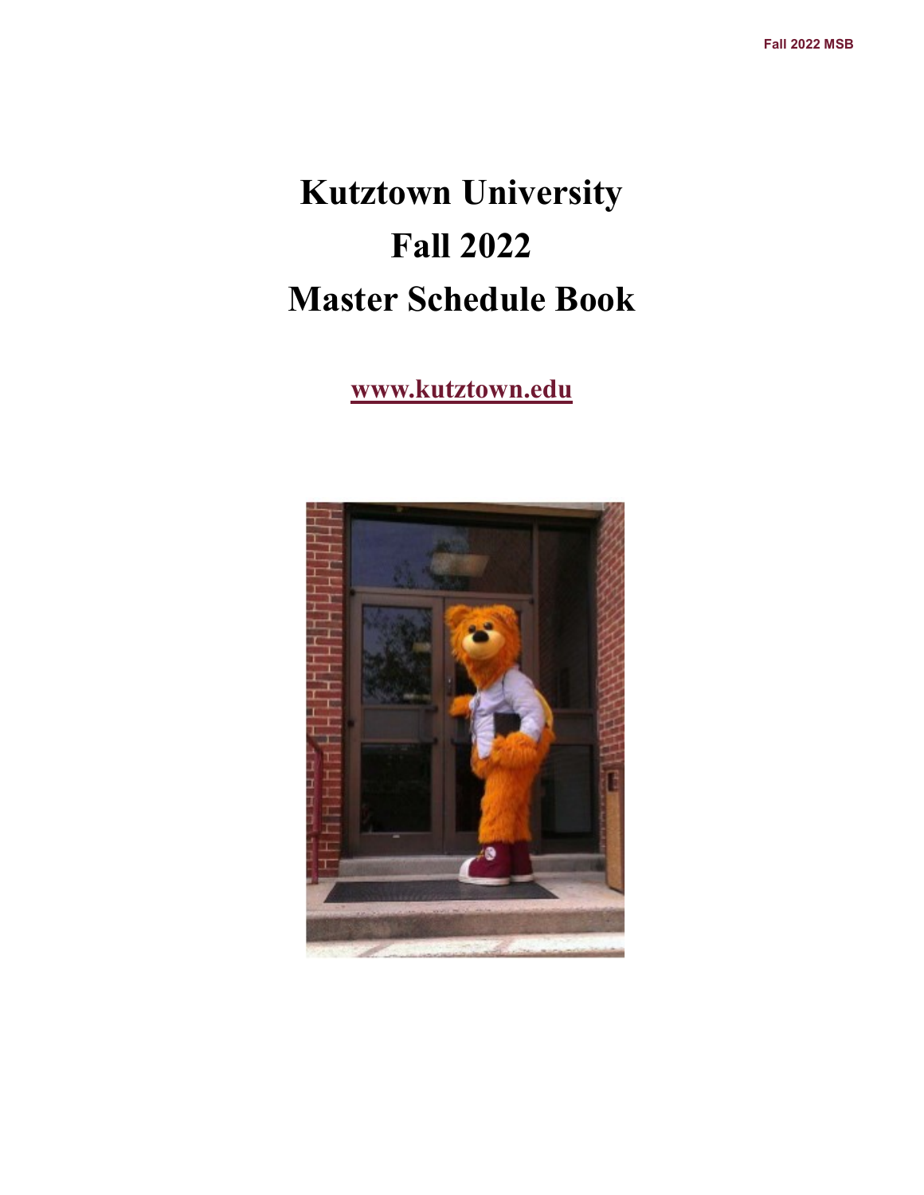# Kutztown University
# Fall 2022
# Master Schedule Book

**www.kutztown.edu**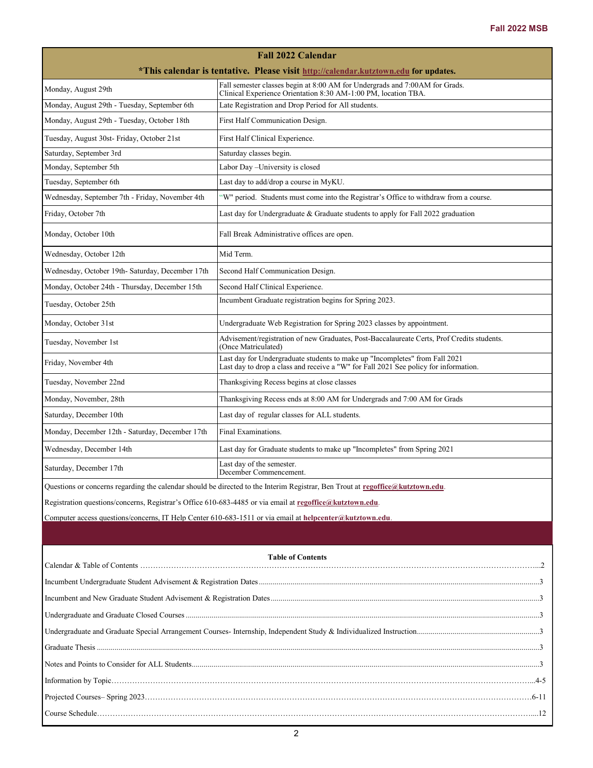## Fall 2022 Calendar

**\*This calendar is tentative. Please visit http://calendar.kutztown.edu for updates.**

| Date | Event |
| --- | --- |
| Monday, August 29th | Fall semester classes begin at 8:00 AM for Undergrads and 7:00AM for Grads. Clinical Experience Orientation 8:30 AM-1:00 PM, location TBA. |
| Monday, August 29th - Tuesday, September 6th | Late Registration and Drop Period for All students. |
| Monday, August 29th - Tuesday, October 18th | First Half Communication Design. |
| Tuesday, August 30st- Friday, October 21st | First Half Clinical Experience. |
| Saturday, September 3rd | Saturday classes begin. |
| Monday, September 5th | Labor Day –University is closed |
| Tuesday, September 6th | Last day to add/drop a course in MyKU. |
| Wednesday, September 7th - Friday, November 4th | "W" period. Students must come into the Registrar's Office to withdraw from a course. |
| Friday, October 7th | Last day for Undergraduate & Graduate students to apply for Fall 2022 graduation |
| Monday, October 10th | Fall Break Administrative offices are open. |
| Wednesday, October 12th | Mid Term. |
| Wednesday, October 19th- Saturday, December 17th | Second Half Communication Design. |
| Monday, October 24th - Thursday, December 15th | Second Half Clinical Experience. |
| Tuesday, October 25th | Incumbent Graduate registration begins for Spring 2023. |
| Monday, October 31st | Undergraduate Web Registration for Spring 2023 classes by appointment. |
| Tuesday, November 1st | Advisement/registration of new Graduates, Post-Baccalaureate Certs, Prof Credits students. (Once Matriculated) |
| Friday, November 4th | Last day for Undergraduate students to make up "Incompletes" from Fall 2021 Last day to drop a class and receive a "W" for Fall 2021 See policy for information. |
| Tuesday, November 22nd | Thanksgiving Recess begins at close classes |
| Monday, November, 28th | Thanksgiving Recess ends at 8:00 AM for Undergrads and 7:00 AM for Grads |
| Saturday, December 10th | Last day of regular classes for ALL students. |
| Monday, December 12th - Saturday, December 17th | Final Examinations. |
| Wednesday, December 14th | Last day for Graduate students to make up "Incompletes" from Spring 2021 |
| Saturday, December 17th | Last day of the semester. December Commencement. |

Questions or concerns regarding the calendar should be directed to the Interim Registrar, Ben Trout at **regoffice@kutztown.edu**.

Registration questions/concerns, Registrar's Office 610-683-4485 or via email at **regoffice@kutztown.edu**.

Computer access questions/concerns, IT Help Center 610-683-1511 or via email at **helpcenter@kutztown.edu**.

## Table of Contents

Calendar & Table of Contents ........................................................ 2

Incumbent Undergraduate Student Advisement & Registration Dates ........................................................ 3

Incumbent and New Graduate Student Advisement & Registration Dates ........................................................ 3

Undergraduate and Graduate Closed Courses ........................................................ 3

Undergraduate and Graduate Special Arrangement Courses- Internship, Independent Study & Individualized Instruction ........................................................ 3

Graduate Thesis ........................................................ 3

Notes and Points to Consider for ALL Students ........................................................ 3

Information by Topic ........................................................ 4-5

Projected Courses– Spring 2023 ........................................................ 6-11

Course Schedule ........................................................ 12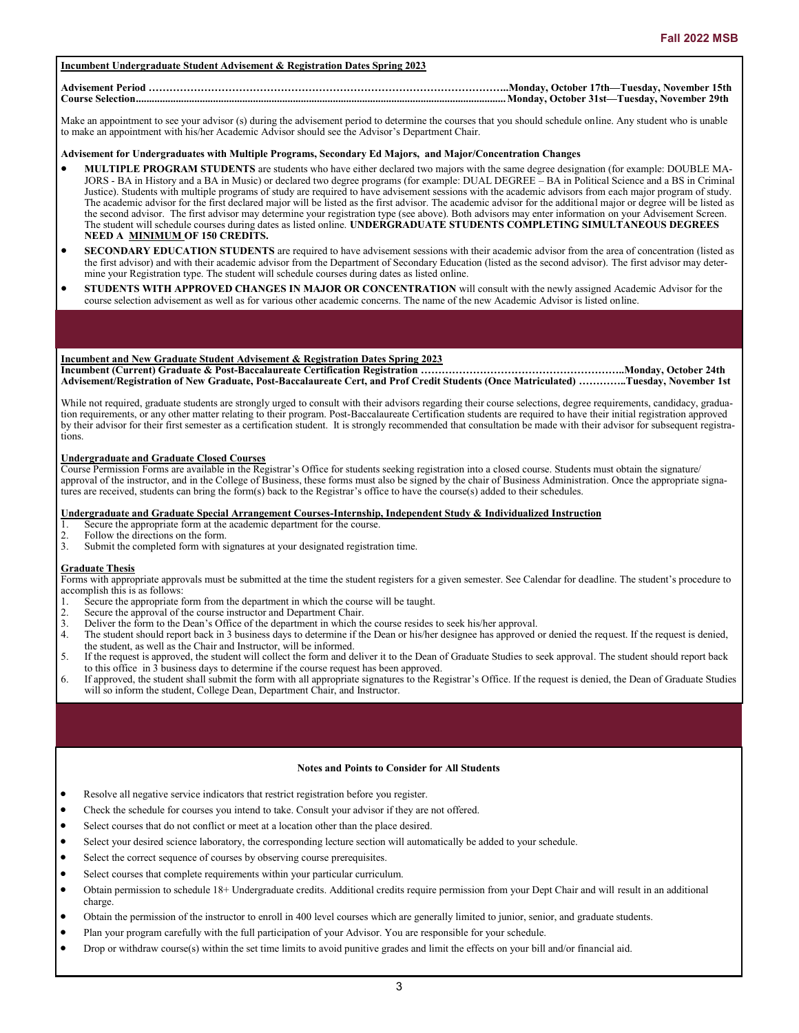## Incumbent Undergraduate Student Advisement & Registration Dates Spring 2023

**Advisement Period ……………………………………………………………………………………………..Monday, October 17th—Tuesday, November 15th**
**Course Selection.......................................................................................................................................... Monday, October 31st—Tuesday, November 29th**

Make an appointment to see your advisor (s) during the advisement period to determine the courses that you should schedule online. Any student who is unable to make an appointment with his/her Academic Advisor should see the Advisor's Department Chair.

**Advisement for Undergraduates with Multiple Programs, Secondary Ed Majors, and Major/Concentration Changes**

- **MULTIPLE PROGRAM STUDENTS** are students who have either declared two majors with the same degree designation (for example: DOUBLE MAJORS - BA in History and a BA in Music) or declared two degree programs (for example: DUAL DEGREE – BA in Political Science and a BS in Criminal Justice). Students with multiple programs of study are required to have advisement sessions with the academic advisors from each major program of study. The academic advisor for the first declared major will be listed as the first advisor. The academic advisor for the additional major or degree will be listed as the second advisor. The first advisor may determine your registration type (see above). Both advisors may enter information on your Advisement Screen. The student will schedule courses during dates as listed online. **UNDERGRADUATE STUDENTS COMPLETING SIMULTANEOUS DEGREES NEED A MINIMUM OF 150 CREDITS.**
- **SECONDARY EDUCATION STUDENTS** are required to have advisement sessions with their academic advisor from the area of concentration (listed as the first advisor) and with their academic advisor from the Department of Secondary Education (listed as the second advisor). The first advisor may determine your Registration type. The student will schedule courses during dates as listed online.
- **STUDENTS WITH APPROVED CHANGES IN MAJOR OR CONCENTRATION** will consult with the newly assigned Academic Advisor for the course selection advisement as well as for various other academic concerns. The name of the new Academic Advisor is listed online.

## Incumbent and New Graduate Student Advisement & Registration Dates Spring 2023

**Incumbent (Current) Graduate & Post-Baccalaureate Certification Registration …………………………………………………..Monday, October 24th**
**Advisement/Registration of New Graduate, Post-Baccalaureate Cert, and Prof Credit Students (Once Matriculated) …………..Tuesday, November 1st**

While not required, graduate students are strongly urged to consult with their advisors regarding their course selections, degree requirements, candidacy, graduation requirements, or any other matter relating to their program. Post-Baccalaureate Certification students are required to have their initial registration approved by their advisor for their first semester as a certification student. It is strongly recommended that consultation be made with their advisor for subsequent registrations.

### Undergraduate and Graduate Closed Courses

Course Permission Forms are available in the Registrar's Office for students seeking registration into a closed course. Students must obtain the signature/approval of the instructor, and in the College of Business, these forms must also be signed by the chair of Business Administration. Once the appropriate signatures are received, students can bring the form(s) back to the Registrar's office to have the course(s) added to their schedules.

### Undergraduate and Graduate Special Arrangement Courses-Internship, Independent Study & Individualized Instruction

1. Secure the appropriate form at the academic department for the course.
2. Follow the directions on the form.
3. Submit the completed form with signatures at your designated registration time.

### Graduate Thesis

Forms with appropriate approvals must be submitted at the time the student registers for a given semester. See Calendar for deadline. The student's procedure to accomplish this is as follows:

1. Secure the appropriate form from the department in which the course will be taught.
2. Secure the approval of the course instructor and Department Chair.
3. Deliver the form to the Dean's Office of the department in which the course resides to seek his/her approval.
4. The student should report back in 3 business days to determine if the Dean or his/her designee has approved or denied the request. If the request is denied, the student, as well as the Chair and Instructor, will be informed.
5. If the request is approved, the student will collect the form and deliver it to the Dean of Graduate Studies to seek approval. The student should report back to this office in 3 business days to determine if the course request has been approved.
6. If approved, the student shall submit the form with all appropriate signatures to the Registrar's Office. If the request is denied, the Dean of Graduate Studies will so inform the student, College Dean, Department Chair, and Instructor.

**Notes and Points to Consider for All Students**

- Resolve all negative service indicators that restrict registration before you register.
- Check the schedule for courses you intend to take. Consult your advisor if they are not offered.
- Select courses that do not conflict or meet at a location other than the place desired.
- Select your desired science laboratory, the corresponding lecture section will automatically be added to your schedule.
- Select the correct sequence of courses by observing course prerequisites.
- Select courses that complete requirements within your particular curriculum.
- Obtain permission to schedule 18+ Undergraduate credits. Additional credits require permission from your Dept Chair and will result in an additional charge.
- Obtain the permission of the instructor to enroll in 400 level courses which are generally limited to junior, senior, and graduate students.
- Plan your program carefully with the full participation of your Advisor. You are responsible for your schedule.
- Drop or withdraw course(s) within the set time limits to avoid punitive grades and limit the effects on your bill and/or financial aid.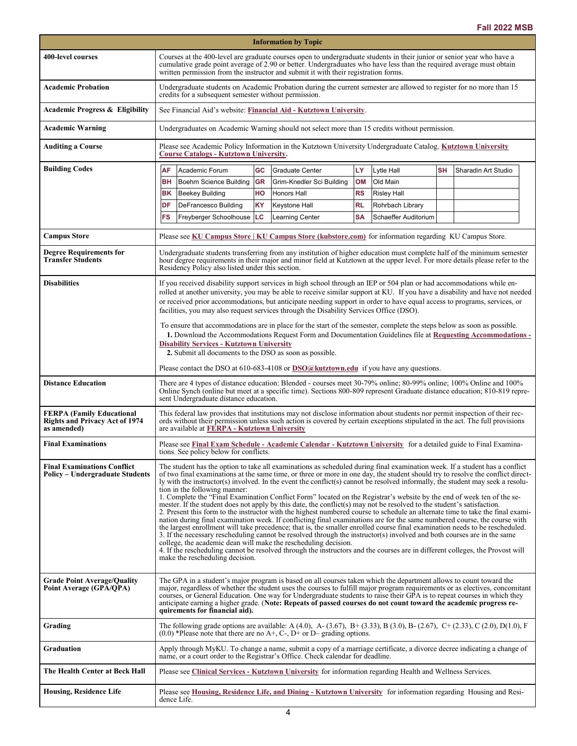| Information by Topic | |
|---|---|
| **400-level courses** | Courses at the 400-level are graduate courses open to undergraduate students in their junior or senior year who have a cumulative grade point average of 2.90 or better. Undergraduates who have less than the required average must obtain written permission from the instructor and submit it with their registration forms. |
| **Academic Probation** | Undergraduate students on Academic Probation during the current semester are allowed to register for no more than 15 credits for a subsequent semester without permission. |
| **Academic Progress & Eligibility** | See Financial Aid's website: **Financial Aid - Kutztown University**. |
| **Academic Warning** | Undergraduates on Academic Warning should not select more than 15 credits without permission. |
| **Auditing a Course** | Please see Academic Policy Information in the Kutztown University Undergraduate Catalog, **Kutztown University Course Catalogs - Kutztown University.** |
| **Building Codes** | **AF** Academic Forum; **BH** Boehm Science Building; **BK** Beekey Building; **DF** DeFrancesco Building; **FS** Freyberger Schoolhouse; **GC** Graduate Center; **GR** Grim-Knedler Sci Building; **HO** Honors Hall; **KY** Keystone Hall; **LC** Learning Center; **LY** Lytle Hall; **OM** Old Main; **RS** Risley Hall; **RL** Rohrbach Library; **SA** Schaeffer Auditorium; **SH** Sharadin Art Studio |
| **Campus Store** | Please see **KU Campus Store \| KU Campus Store (kubstore.com)** for information regarding KU Campus Store. |
| **Degree Requirements for Transfer Students** | Undergraduate students transferring from any institution of higher education must complete half of the minimum semester hour degree requirements in their major and minor field at Kutztown at the upper level. For more details please refer to the Residency Policy also listed under this section. |
| **Disabilities** | If you received disability support services in high school through an IEP or 504 plan or had accommodations while enrolled at another university, you may be able to receive similar support at KU. If you have a disability and have not needed or received prior accommodations, but anticipate needing support in order to have equal access to programs, services, or facilities, you may also request services through the Disability Services Office (DSO).<br><br>To ensure that accommodations are in place for the start of the semester, complete the steps below as soon as possible.<br>**1.** Download the Accommodations Request Form and Documentation Guidelines file at **Requesting Accommodations - Disability Services - Kutztown University**<br>**2.** Submit all documents to the DSO as soon as possible.<br><br>Please contact the DSO at 610-683-4108 or **DSO@kutztown.edu** if you have any questions. |
| **Distance Education** | There are 4 types of distance education: Blended - courses meet 30-79% online; 80-99% online; 100% Online and 100% Online Synch (online but meet at a specific time). Sections 800-809 represent Graduate distance education; 810-819 represent Undergraduate distance education. |
| **FERPA (Family Educational Rights and Privacy Act of 1974 as amended)** | This federal law provides that institutions may not disclose information about students nor permit inspection of their records without their permission unless such action is covered by certain exceptions stipulated in the act. The full provisions are available at **FERPA - Kutztown University** |
| **Final Examinations** | Please see **Final Exam Schedule - Academic Calendar - Kutztown University** for a detailed guide to Final Examinations. See policy below for conflicts. |
| **Final Examinations Conflict Policy – Undergraduate Students** | The student has the option to take all examinations as scheduled during final examination week. If a student has a conflict of two final examinations at the same time, or three or more in one day, the student should try to resolve the conflict directly with the instructor(s) involved. In the event the conflict(s) cannot be resolved informally, the student may seek a resolution in the following manner:<br>1. Complete the "Final Examination Conflict Form" located on the Registrar's website by the end of week ten of the semester. If the student does not apply by this date, the conflict(s) may not be resolved to the student's satisfaction.<br>2. Present this form to the instructor with the highest numbered course to schedule an alternate time to take the final examination during final examination week. If conflicting final examinations are for the same numbered course, the course with the largest enrollment will take precedence; that is, the smaller enrolled course final examination needs to be rescheduled.<br>3. If the necessary rescheduling cannot be resolved through the instructor(s) involved and both courses are in the same college, the academic dean will make the rescheduling decision.<br>4. If the rescheduling cannot be resolved through the instructors and the courses are in different colleges, the Provost will make the rescheduling decision. |
| **Grade Point Average/Quality Point Average (GPA/QPA)** | The GPA in a student's major program is based on all courses taken which the department allows to count toward the major, regardless of whether the student uses the courses to fulfill major program requirements or as electives, concomitant courses, or General Education. One way for Undergraduate students to raise their GPA is to repeat courses in which they anticipate earning a higher grade. (**Note: Repeats of passed courses do not count toward the academic progress requirements for financial aid).** |
| **Grading** | The following grade options are available: A (4.0), A- (3.67), B+ (3.33), B (3.0), B- (2.67), C+ (2.33), C (2.0), D(1.0), F (0.0) *Please note that there are no A+, C-, D+ or D– grading options. |
| **Graduation** | Apply through MyKU. To change a name, submit a copy of a marriage certificate, a divorce decree indicating a change of name, or a court order to the Registrar's Office. Check calendar for deadline. |
| **The Health Center at Beck Hall** | Please see **Clinical Services - Kutztown University** for information regarding Health and Wellness Services. |
| **Housing, Residence Life** | Please see **Housing, Residence Life, and Dining - Kutztown University** for information regarding Housing and Residence Life. |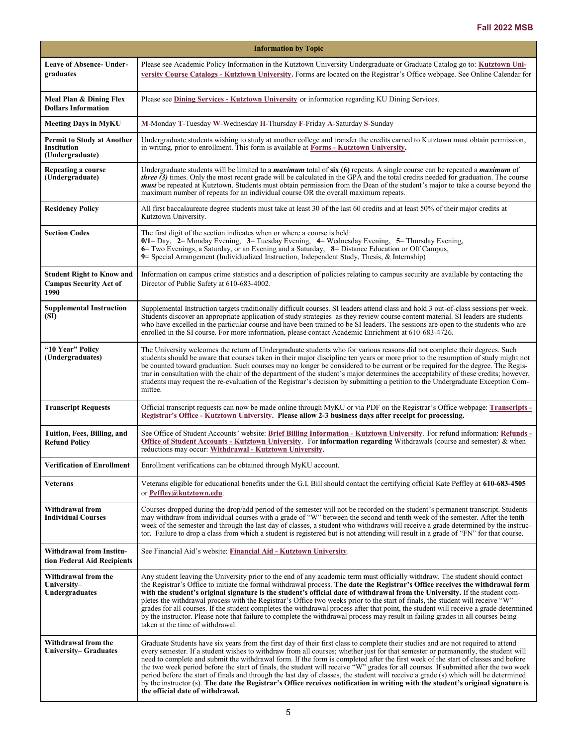| Information by Topic | |
|---|---|
| **Leave of Absence- Undergraduates** | Please see Academic Policy Information in the Kutztown University Undergraduate or Graduate Catalog go to: **Kutztown University Course Catalogs - Kutztown University.** Forms are located on the Registrar's Office webpage. See Online Calendar for |
| **Meal Plan & Dining Flex Dollars Information** | Please see **Dining Services - Kutztown University** or information regarding KU Dining Services. |
| **Meeting Days in MyKU** | **M**-Monday **T**-Tuesday **W**-Wednesday **H**-Thursday **F**-Friday **A**-Saturday **S**-Sunday |
| **Permit to Study at Another Institution (Undergraduate)** | Undergraduate students wishing to study at another college and transfer the credits earned to Kutztown must obtain permission, in writing, prior to enrollment. This form is available at **Forms - Kutztown University.** |
| **Repeating a course (Undergraduate)** | Undergraduate students will be limited to a ***maximum*** total of **six (6)** repeats. A single course can be repeated a ***maximum*** of ***three (3)*** times. Only the most recent grade will be calculated in the GPA and the total credits needed for graduation. The course ***must*** be repeated at Kutztown. Students must obtain permission from the Dean of the student's major to take a course beyond the maximum number of repeats for an individual course OR the overall maximum repeats. |
| **Residency Policy** | All first baccalaureate degree students must take at least 30 of the last 60 credits and at least 50% of their major credits at Kutztown University. |
| **Section Codes** | The first digit of the section indicates when or where a course is held:<br>**0/1**= Day, **2**= Monday Evening, **3**= Tuesday Evening, **4**= Wednesday Evening, **5**= Thursday Evening,<br>**6**= Two Evenings, a Saturday, or an Evening and a Saturday, **8**= Distance Education or Off Campus,<br>**9**= Special Arrangement (Individualized Instruction, Independent Study, Thesis, & Internship) |
| **Student Right to Know and Campus Security Act of 1990** | Information on campus crime statistics and a description of policies relating to campus security are available by contacting the Director of Public Safety at 610-683-4002. |
| **Supplemental Instruction (SI)** | Supplemental Instruction targets traditionally difficult courses. SI leaders attend class and hold 3 out-of-class sessions per week. Students discover an appropriate application of study strategies as they review course content material. SI leaders are students who have excelled in the particular course and have been trained to be SI leaders. The sessions are open to the students who are enrolled in the SI course. For more information, please contact Academic Enrichment at 610-683-4726. |
| **"10 Year" Policy (Undergraduates)** | The University welcomes the return of Undergraduate students who for various reasons did not complete their degrees. Such students should be aware that courses taken in their major discipline ten years or more prior to the resumption of study might not be counted toward graduation. Such courses may no longer be considered to be current or be required for the degree. The Registrar in consultation with the chair of the department of the student's major determines the acceptability of these credits; however, students may request the re-evaluation of the Registrar's decision by submitting a petition to the Undergraduate Exception Committee. |
| **Transcript Requests** | Official transcript requests can now be made online through MyKU or via PDF on the Registrar's Office webpage: **Transcripts - Registrar's Office - Kutztown University**. **Please allow 2-3 business days after receipt for processing.** |
| **Tuition, Fees, Billing, and Refund Policy** | See Office of Student Accounts' website: **Brief Billing Information - Kutztown University**. For refund information: **Refunds - Office of Student Accounts - Kutztown University**. For **information regarding** Withdrawals (course and semester) & when reductions may occur: **Withdrawal - Kutztown University**. |
| **Verification of Enrollment** | Enrollment verifications can be obtained through MyKU account. |
| **Veterans** | Veterans eligible for educational benefits under the G.I. Bill should contact the certifying official Kate Peffley at **610-683-4505** or **Peffley@kutztown.edu**. |
| **Withdrawal from Individual Courses** | Courses dropped during the drop/add period of the semester will not be recorded on the student's permanent transcript. Students may withdraw from individual courses with a grade of "W" between the second and tenth week of the semester. After the tenth week of the semester and through the last day of classes, a student who withdraws will receive a grade determined by the instructor. Failure to drop a class from which a student is registered but is not attending will result in a grade of "FN" for that course. |
| **Withdrawal from Institution Federal Aid Recipients** | See Financial Aid's website: **Financial Aid - Kutztown University**. |
| **Withdrawal from the University– Undergraduates** | Any student leaving the University prior to the end of any academic term must officially withdraw. The student should contact the Registrar's Office to initiate the formal withdrawal process. **The date the Registrar's Office receives the withdrawal form with the student's original signature is the student's official date of withdrawal from the University.** If the student completes the withdrawal process with the Registrar's Office two weeks prior to the start of finals, the student will receive "W" grades for all courses. If the student completes the withdrawal process after that point, the student will receive a grade determined by the instructor. Please note that failure to complete the withdrawal process may result in failing grades in all courses being taken at the time of withdrawal. |
| **Withdrawal from the University– Graduates** | Graduate Students have six years from the first day of their first class to complete their studies and are not required to attend every semester. If a student wishes to withdraw from all courses; whether just for that semester or permanently, the student will need to complete and submit the withdrawal form. If the form is completed after the first week of the start of classes and before the two week period before the start of finals, the student will receive "W" grades for all courses. If submitted after the two week period before the start of finals and through the last day of classes, the student will receive a grade (s) which will be determined by the instructor (s). **The date the Registrar's Office receives notification in writing with the student's original signature is the official date of withdrawal.** |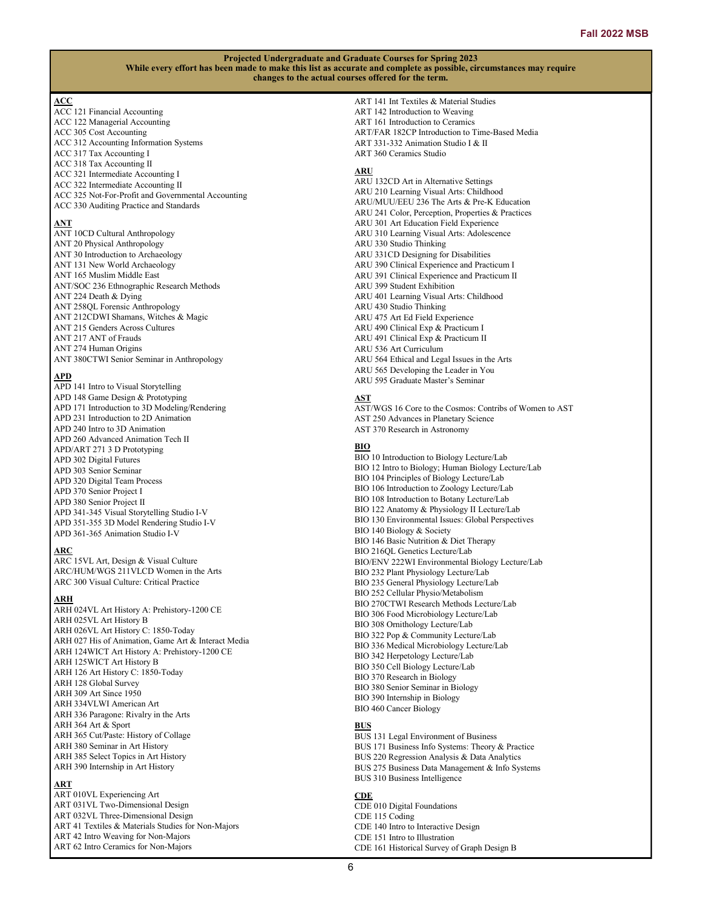**Projected Undergraduate and Graduate Courses for Spring 2023**
**While every effort has been made to make this list as accurate and complete as possible, circumstances may require changes to the actual courses offered for the term.**

**ACC**
ACC 121 Financial Accounting
ACC 122 Managerial Accounting
ACC 305 Cost Accounting
ACC 312 Accounting Information Systems
ACC 317 Tax Accounting I
ACC 318 Tax Accounting II
ACC 321 Intermediate Accounting I
ACC 322 Intermediate Accounting II
ACC 325 Not-For-Profit and Governmental Accounting
ACC 330 Auditing Practice and Standards

**ANT**
ANT 10CD Cultural Anthropology
ANT 20 Physical Anthropology
ANT 30 Introduction to Archaeology
ANT 131 New World Archaeology
ANT 165 Muslim Middle East
ANT/SOC 236 Ethnographic Research Methods
ANT 224 Death & Dying
ANT 258QL Forensic Anthropology
ANT 212CDWI Shamans, Witches & Magic
ANT 215 Genders Across Cultures
ANT 217 ANT of Frauds
ANT 274 Human Origins
ANT 380CTWI Senior Seminar in Anthropology

**APD**
APD 141 Intro to Visual Storytelling
APD 148 Game Design & Prototyping
APD 171 Introduction to 3D Modeling/Rendering
APD 231 Introduction to 2D Animation
APD 240 Intro to 3D Animation
APD 260 Advanced Animation Tech II
APD/ART 271 3 D Prototyping
APD 302 Digital Futures
APD 303 Senior Seminar
APD 320 Digital Team Process
APD 370 Senior Project I
APD 380 Senior Project II
APD 341-345 Visual Storytelling Studio I-V
APD 351-355 3D Model Rendering Studio I-V
APD 361-365 Animation Studio I-V

**ARC**
ARC 15VL Art, Design & Visual Culture
ARC/HUM/WGS 211VLCD Women in the Arts
ARC 300 Visual Culture: Critical Practice

**ARH**
ARH 024VL Art History A: Prehistory-1200 CE
ARH 025VL Art History B
ARH 026VL Art History C: 1850-Today
ARH 027 His of Animation, Game Art & Interact Media
ARH 124WICT Art History A: Prehistory-1200 CE
ARH 125WICT Art History B
ARH 126 Art History C: 1850-Today
ARH 128 Global Survey
ARH 309 Art Since 1950
ARH 334VLWI American Art
ARH 336 Paragone: Rivalry in the Arts
ARH 364 Art & Sport
ARH 365 Cut/Paste: History of Collage
ARH 380 Seminar in Art History
ARH 385 Select Topics in Art History
ARH 390 Internship in Art History

**ART**
ART 010VL Experiencing Art
ART 031VL Two-Dimensional Design
ART 032VL Three-Dimensional Design
ART 41 Textiles & Materials Studies for Non-Majors
ART 42 Intro Weaving for Non-Majors
ART 62 Intro Ceramics for Non-Majors
ART 141 Int Textiles & Material Studies
ART 142 Introduction to Weaving
ART 161 Introduction to Ceramics
ART/FAR 182CP Introduction to Time-Based Media
ART 331-332 Animation Studio I & II
ART 360 Ceramics Studio

**ARU**
ARU 132CD Art in Alternative Settings
ARU 210 Learning Visual Arts: Childhood
ARU/MUU/EEU 236 The Arts & Pre-K Education
ARU 241 Color, Perception, Properties & Practices
ARU 301 Art Education Field Experience
ARU 310 Learning Visual Arts: Adolescence
ARU 330 Studio Thinking
ARU 331CD Designing for Disabilities
ARU 390 Clinical Experience and Practicum I
ARU 391 Clinical Experience and Practicum II
ARU 399 Student Exhibition
ARU 401 Learning Visual Arts: Childhood
ARU 430 Studio Thinking
ARU 475 Art Ed Field Experience
ARU 490 Clinical Exp & Practicum I
ARU 491 Clinical Exp & Practicum II
ARU 536 Art Curriculum
ARU 564 Ethical and Legal Issues in the Arts
ARU 565 Developing the Leader in You
ARU 595 Graduate Master's Seminar

**AST**
AST/WGS 16 Core to the Cosmos: Contribs of Women to AST
AST 250 Advances in Planetary Science
AST 370 Research in Astronomy

**BIO**
BIO 10 Introduction to Biology Lecture/Lab
BIO 12 Intro to Biology; Human Biology Lecture/Lab
BIO 104 Principles of Biology Lecture/Lab
BIO 106 Introduction to Zoology Lecture/Lab
BIO 108 Introduction to Botany Lecture/Lab
BIO 122 Anatomy & Physiology II Lecture/Lab
BIO 130 Environmental Issues: Global Perspectives
BIO 140 Biology & Society
BIO 146 Basic Nutrition & Diet Therapy
BIO 216QL Genetics Lecture/Lab
BIO/ENV 222WI Environmental Biology Lecture/Lab
BIO 232 Plant Physiology Lecture/Lab
BIO 235 General Physiology Lecture/Lab
BIO 252 Cellular Physio/Metabolism
BIO 270CTWI Research Methods Lecture/Lab
BIO 306 Food Microbiology Lecture/Lab
BIO 308 Ornithology Lecture/Lab
BIO 322 Pop & Community Lecture/Lab
BIO 336 Medical Microbiology Lecture/Lab
BIO 342 Herpetology Lecture/Lab
BIO 350 Cell Biology Lecture/Lab
BIO 370 Research in Biology
BIO 380 Senior Seminar in Biology
BIO 390 Internship in Biology
BIO 460 Cancer Biology

**BUS**
BUS 131 Legal Environment of Business
BUS 171 Business Info Systems: Theory & Practice
BUS 220 Regression Analysis & Data Analytics
BUS 275 Business Data Management & Info Systems
BUS 310 Business Intelligence

**CDE**
CDE 010 Digital Foundations
CDE 115 Coding
CDE 140 Intro to Interactive Design
CDE 151 Intro to Illustration
CDE 161 Historical Survey of Graph Design B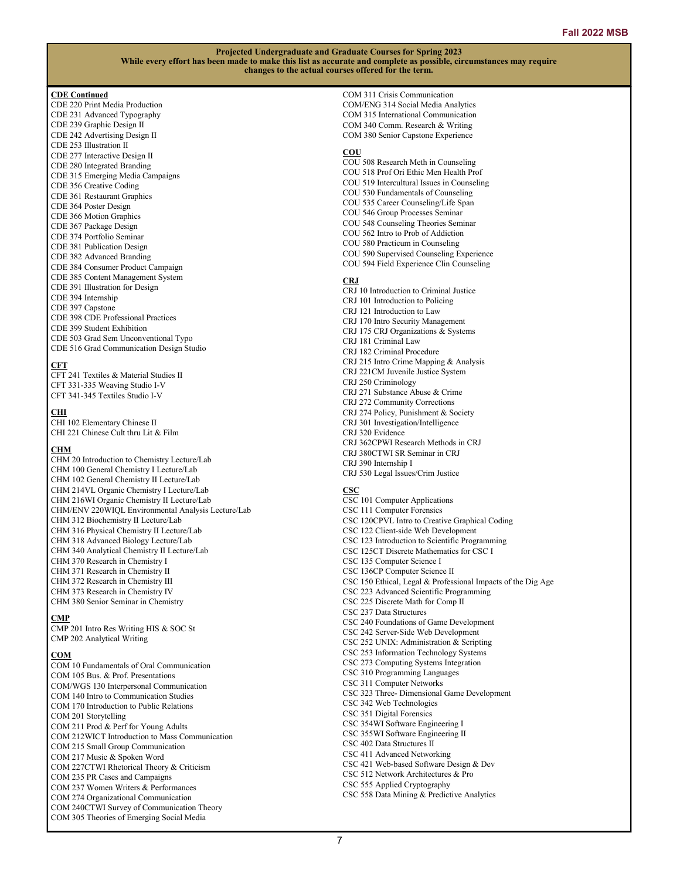**Projected Undergraduate and Graduate Courses for Spring 2023**
**While every effort has been made to make this list as accurate and complete as possible, circumstances may require changes to the actual courses offered for the term.**

**CDE Continued**

CDE 220 Print Media Production
CDE 231 Advanced Typography
CDE 239 Graphic Design II
CDE 242 Advertising Design II
CDE 253 Illustration II
CDE 277 Interactive Design II
CDE 280 Integrated Branding
CDE 315 Emerging Media Campaigns
CDE 356 Creative Coding
CDE 361 Restaurant Graphics
CDE 364 Poster Design
CDE 366 Motion Graphics
CDE 367 Package Design
CDE 374 Portfolio Seminar
CDE 381 Publication Design
CDE 382 Advanced Branding
CDE 384 Consumer Product Campaign
CDE 385 Content Management System
CDE 391 Illustration for Design
CDE 394 Internship
CDE 397 Capstone
CDE 398 CDE Professional Practices
CDE 399 Student Exhibition
CDE 503 Grad Sem Unconventional Typo
CDE 516 Grad Communication Design Studio

**CFT**

CFT 241 Textiles & Material Studies II
CFT 331-335 Weaving Studio I-V
CFT 341-345 Textiles Studio I-V

**CHI**

CHI 102 Elementary Chinese II
CHI 221 Chinese Cult thru Lit & Film

**CHM**

CHM 20 Introduction to Chemistry Lecture/Lab
CHM 100 General Chemistry I Lecture/Lab
CHM 102 General Chemistry II Lecture/Lab
CHM 214VL Organic Chemistry I Lecture/Lab
CHM 216WI Organic Chemistry II Lecture/Lab
CHM/ENV 220WIQL Environmental Analysis Lecture/Lab
CHM 312 Biochemistry II Lecture/Lab
CHM 316 Physical Chemistry II Lecture/Lab
CHM 318 Advanced Biology Lecture/Lab
CHM 340 Analytical Chemistry II Lecture/Lab
CHM 370 Research in Chemistry I
CHM 371 Research in Chemistry II
CHM 372 Research in Chemistry III
CHM 373 Research in Chemistry IV
CHM 380 Senior Seminar in Chemistry

**CMP**

CMP 201 Intro Res Writing HIS & SOC St
CMP 202 Analytical Writing

**COM**

COM 10 Fundamentals of Oral Communication
COM 105 Bus. & Prof. Presentations
COM/WGS 130 Interpersonal Communication
COM 140 Intro to Communication Studies
COM 170 Introduction to Public Relations
COM 201 Storytelling
COM 211 Prod & Perf for Young Adults
COM 212WICT Introduction to Mass Communication
COM 215 Small Group Communication
COM 217 Music & Spoken Word
COM 227CTWI Rhetorical Theory & Criticism
COM 235 PR Cases and Campaigns
COM 237 Women Writers & Performances
COM 274 Organizational Communication
COM 240CTWI Survey of Communication Theory
COM 305 Theories of Emerging Social Media
COM 311 Crisis Communication
COM/ENG 314 Social Media Analytics
COM 315 International Communication
COM 340 Comm. Research & Writing
COM 380 Senior Capstone Experience

**COU**

COU 508 Research Meth in Counseling
COU 518 Prof Ori Ethic Men Health Prof
COU 519 Intercultural Issues in Counseling
COU 530 Fundamentals of Counseling
COU 535 Career Counseling/Life Span
COU 546 Group Processes Seminar
COU 548 Counseling Theories Seminar
COU 562 Intro to Prob of Addiction
COU 580 Practicum in Counseling
COU 590 Supervised Counseling Experience
COU 594 Field Experience Clin Counseling

**CRJ**

CRJ 10 Introduction to Criminal Justice
CRJ 101 Introduction to Policing
CRJ 121 Introduction to Law
CRJ 170 Intro Security Management
CRJ 175 CRJ Organizations & Systems
CRJ 181 Criminal Law
CRJ 182 Criminal Procedure
CRJ 215 Intro Crime Mapping & Analysis
CRJ 221CM Juvenile Justice System
CRJ 250 Criminology
CRJ 271 Substance Abuse & Crime
CRJ 272 Community Corrections
CRJ 274 Policy, Punishment & Society
CRJ 301 Investigation/Intelligence
CRJ 320 Evidence
CRJ 362CPWI Research Methods in CRJ
CRJ 380CTWI SR Seminar in CRJ
CRJ 390 Internship I
CRJ 530 Legal Issues/Crim Justice

**CSC**

CSC 101 Computer Applications
CSC 111 Computer Forensics
CSC 120CPVL Intro to Creative Graphical Coding
CSC 122 Client-side Web Development
CSC 123 Introduction to Scientific Programming
CSC 125CT Discrete Mathematics for CSC I
CSC 135 Computer Science I
CSC 136CP Computer Science II
CSC 150 Ethical, Legal & Professional Impacts of the Dig Age
CSC 223 Advanced Scientific Programming
CSC 225 Discrete Math for Comp II
CSC 237 Data Structures
CSC 240 Foundations of Game Development
CSC 242 Server-Side Web Development
CSC 252 UNIX: Administration & Scripting
CSC 253 Information Technology Systems
CSC 273 Computing Systems Integration
CSC 310 Programming Languages
CSC 311 Computer Networks
CSC 323 Three- Dimensional Game Development
CSC 342 Web Technologies
CSC 351 Digital Forensics
CSC 354WI Software Engineering I
CSC 355WI Software Engineering II
CSC 402 Data Structures II
CSC 411 Advanced Networking
CSC 421 Web-based Software Design & Dev
CSC 512 Network Architectures & Pro
CSC 555 Applied Cryptography
CSC 558 Data Mining & Predictive Analytics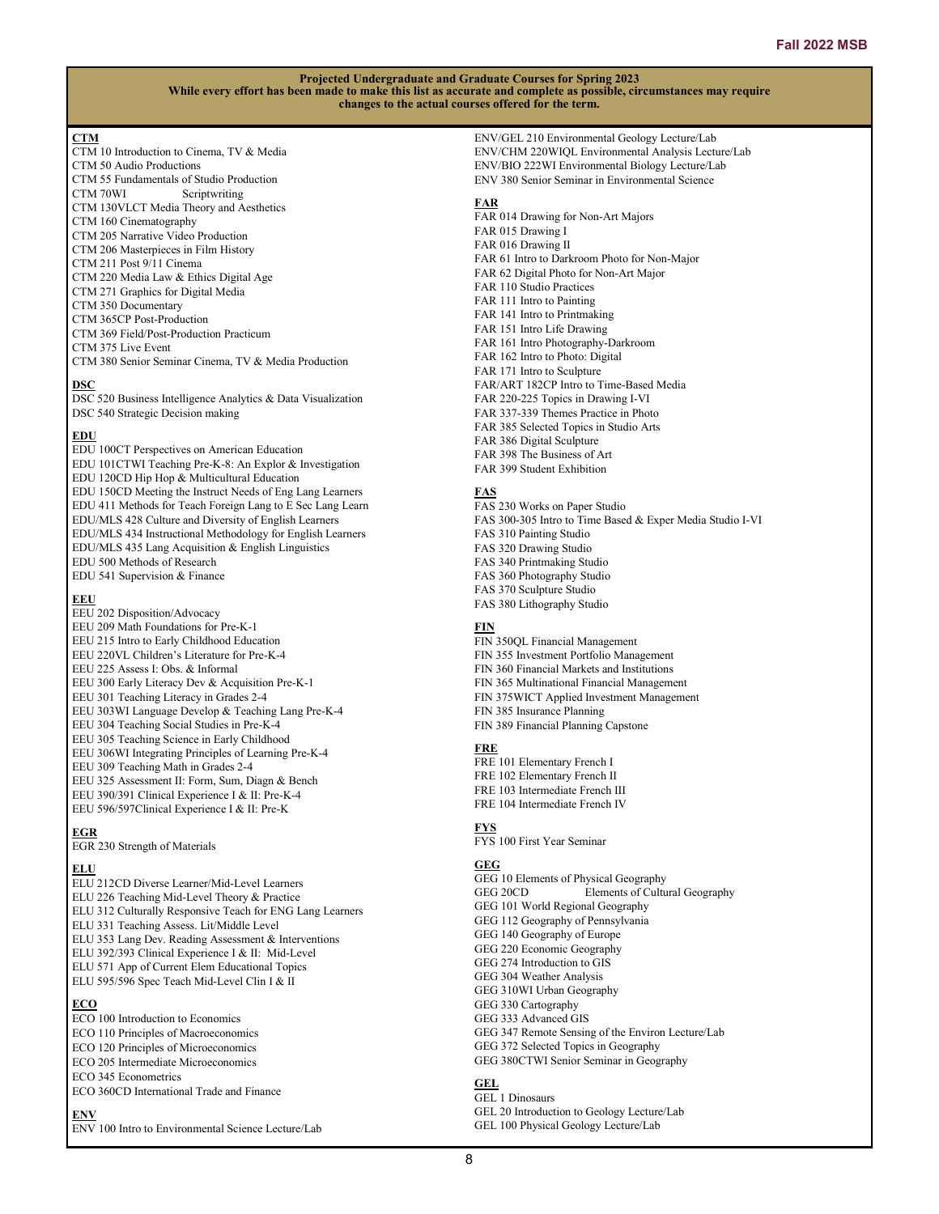**Projected Undergraduate and Graduate Courses for Spring 2023**
**While every effort has been made to make this list as accurate and complete as possible, circumstances may require changes to the actual courses offered for the term.**

**CTM**

CTM 10 Introduction to Cinema, TV & Media
CTM 50 Audio Productions
CTM 55 Fundamentals of Studio Production
CTM 70WI Scriptwriting
CTM 130VLCT Media Theory and Aesthetics
CTM 160 Cinematography
CTM 205 Narrative Video Production
CTM 206 Masterpieces in Film History
CTM 211 Post 9/11 Cinema
CTM 220 Media Law & Ethics Digital Age
CTM 271 Graphics for Digital Media
CTM 350 Documentary
CTM 365CP Post-Production
CTM 369 Field/Post-Production Practicum
CTM 375 Live Event
CTM 380 Senior Seminar Cinema, TV & Media Production

**DSC**

DSC 520 Business Intelligence Analytics & Data Visualization
DSC 540 Strategic Decision making

**EDU**

EDU 100CT Perspectives on American Education
EDU 101CTWI Teaching Pre-K-8: An Explor & Investigation
EDU 120CD Hip Hop & Multicultural Education
EDU 150CD Meeting the Instruct Needs of Eng Lang Learners
EDU 411 Methods for Teach Foreign Lang to E Sec Lang Learn
EDU/MLS 428 Culture and Diversity of English Learners
EDU/MLS 434 Instructional Methodology for English Learners
EDU/MLS 435 Lang Acquisition & English Linguistics
EDU 500 Methods of Research
EDU 541 Supervision & Finance

**EEU**

EEU 202 Disposition/Advocacy
EEU 209 Math Foundations for Pre-K-1
EEU 215 Intro to Early Childhood Education
EEU 220VL Children's Literature for Pre-K-4
EEU 225 Assess I: Obs. & Informal
EEU 300 Early Literacy Dev & Acquisition Pre-K-1
EEU 301 Teaching Literacy in Grades 2-4
EEU 303WI Language Develop & Teaching Lang Pre-K-4
EEU 304 Teaching Social Studies in Pre-K-4
EEU 305 Teaching Science in Early Childhood
EEU 306WI Integrating Principles of Learning Pre-K-4
EEU 309 Teaching Math in Grades 2-4
EEU 325 Assessment II: Form, Sum, Diagn & Bench
EEU 390/391 Clinical Experience I & II: Pre-K-4
EEU 596/597Clinical Experience I & II: Pre-K

**EGR**

EGR 230 Strength of Materials

**ELU**

ELU 212CD Diverse Learner/Mid-Level Learners
ELU 226 Teaching Mid-Level Theory & Practice
ELU 312 Culturally Responsive Teach for ENG Lang Learners
ELU 331 Teaching Assess. Lit/Middle Level
ELU 353 Lang Dev. Reading Assessment & Interventions
ELU 392/393 Clinical Experience I & II: Mid-Level
ELU 571 App of Current Elem Educational Topics
ELU 595/596 Spec Teach Mid-Level Clin I & II

**ECO**

ECO 100 Introduction to Economics
ECO 110 Principles of Macroeconomics
ECO 120 Principles of Microeconomics
ECO 205 Intermediate Microeconomics
ECO 345 Econometrics
ECO 360CD International Trade and Finance

**ENV**

ENV 100 Intro to Environmental Science Lecture/Lab
ENV/GEL 210 Environmental Geology Lecture/Lab
ENV/CHM 220WIQL Environmental Analysis Lecture/Lab
ENV/BIO 222WI Environmental Biology Lecture/Lab
ENV 380 Senior Seminar in Environmental Science

**FAR**

FAR 014 Drawing for Non-Art Majors
FAR 015 Drawing I
FAR 016 Drawing II
FAR 61 Intro to Darkroom Photo for Non-Major
FAR 62 Digital Photo for Non-Art Major
FAR 110 Studio Practices
FAR 111 Intro to Painting
FAR 141 Intro to Printmaking
FAR 151 Intro Life Drawing
FAR 161 Intro Photography-Darkroom
FAR 162 Intro to Photo: Digital
FAR 171 Intro to Sculpture
FAR/ART 182CP Intro to Time-Based Media
FAR 220-225 Topics in Drawing I-VI
FAR 337-339 Themes Practice in Photo
FAR 385 Selected Topics in Studio Arts
FAR 386 Digital Sculpture
FAR 398 The Business of Art
FAR 399 Student Exhibition

**FAS**

FAS 230 Works on Paper Studio
FAS 300-305 Intro to Time Based & Exper Media Studio I-VI
FAS 310 Painting Studio
FAS 320 Drawing Studio
FAS 340 Printmaking Studio
FAS 360 Photography Studio
FAS 370 Sculpture Studio
FAS 380 Lithography Studio

**FIN**

FIN 350QL Financial Management
FIN 355 Investment Portfolio Management
FIN 360 Financial Markets and Institutions
FIN 365 Multinational Financial Management
FIN 375WICT Applied Investment Management
FIN 385 Insurance Planning
FIN 389 Financial Planning Capstone

**FRE**

FRE 101 Elementary French I
FRE 102 Elementary French II
FRE 103 Intermediate French III
FRE 104 Intermediate French IV

**FYS**

FYS 100 First Year Seminar

**GEG**

GEG 10 Elements of Physical Geography
GEG 20CD Elements of Cultural Geography
GEG 101 World Regional Geography
GEG 112 Geography of Pennsylvania
GEG 140 Geography of Europe
GEG 220 Economic Geography
GEG 274 Introduction to GIS
GEG 304 Weather Analysis
GEG 310WI Urban Geography
GEG 330 Cartography
GEG 333 Advanced GIS
GEG 347 Remote Sensing of the Environ Lecture/Lab
GEG 372 Selected Topics in Geography
GEG 380CTWI Senior Seminar in Geography

**GEL**

GEL 1 Dinosaurs
GEL 20 Introduction to Geology Lecture/Lab
GEL 100 Physical Geology Lecture/Lab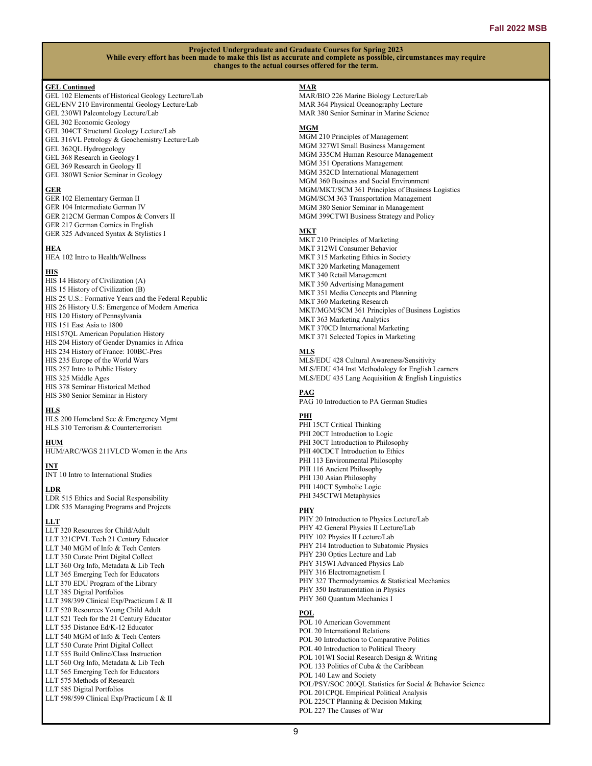**Projected Undergraduate and Graduate Courses for Spring 2023**
**While every effort has been made to make this list as accurate and complete as possible, circumstances may require changes to the actual courses offered for the term.**

**GEL Continued**
GEL 102 Elements of Historical Geology Lecture/Lab
GEL/ENV 210 Environmental Geology Lecture/Lab
GEL 230WI Paleontology Lecture/Lab
GEL 302 Economic Geology
GEL 304CT Structural Geology Lecture/Lab
GEL 316VL Petrology & Geochemistry Lecture/Lab
GEL 362QL Hydrogeology
GEL 368 Research in Geology I
GEL 369 Research in Geology II
GEL 380WI Senior Seminar in Geology

**GER**
GER 102 Elementary German II
GER 104 Intermediate German IV
GER 212CM German Compos & Convers II
GER 217 German Comics in English
GER 325 Advanced Syntax & Stylistics I

**HEA**
HEA 102 Intro to Health/Wellness

**HIS**
HIS 14 History of Civilization (A)
HIS 15 History of Civilization (B)
HIS 25 U.S.: Formative Years and the Federal Republic
HIS 26 History U.S: Emergence of Modern America
HIS 120 History of Pennsylvania
HIS 151 East Asia to 1800
HIS157QL American Population History
HIS 204 History of Gender Dynamics in Africa
HIS 234 History of France: 100BC-Pres
HIS 235 Europe of the World Wars
HIS 257 Intro to Public History
HIS 325 Middle Ages
HIS 378 Seminar Historical Method
HIS 380 Senior Seminar in History

**HLS**
HLS 200 Homeland Sec & Emergency Mgmt
HLS 310 Terrorism & Counterterrorism

**HUM**
HUM/ARC/WGS 211VLCD Women in the Arts

**INT**
INT 10 Intro to International Studies

**LDR**
LDR 515 Ethics and Social Responsibility
LDR 535 Managing Programs and Projects

**LLT**
LLT 320 Resources for Child/Adult
LLT 321CPVL Tech 21 Century Educator
LLT 340 MGM of Info & Tech Centers
LLT 350 Curate Print Digital Collect
LLT 360 Org Info, Metadata & Lib Tech
LLT 365 Emerging Tech for Educators
LLT 370 EDU Program of the Library
LLT 385 Digital Portfolios
LLT 398/399 Clinical Exp/Practicum I & II
LLT 520 Resources Young Child Adult
LLT 521 Tech for the 21 Century Educator
LLT 535 Distance Ed/K-12 Educator
LLT 540 MGM of Info & Tech Centers
LLT 550 Curate Print Digital Collect
LLT 555 Build Online/Class Instruction
LLT 560 Org Info, Metadata & Lib Tech
LLT 565 Emerging Tech for Educators
LLT 575 Methods of Research
LLT 585 Digital Portfolios
LLT 598/599 Clinical Exp/Practicum I & II

**MAR**
MAR/BIO 226 Marine Biology Lecture/Lab
MAR 364 Physical Oceanography Lecture
MAR 380 Senior Seminar in Marine Science

**MGM**
MGM 210 Principles of Management
MGM 327WI Small Business Management
MGM 335CM Human Resource Management
MGM 351 Operations Management
MGM 352CD International Management
MGM 360 Business and Social Environment
MGM/MKT/SCM 361 Principles of Business Logistics
MGM/SCM 363 Transportation Management
MGM 380 Senior Seminar in Management
MGM 399CTWI Business Strategy and Policy

**MKT**
MKT 210 Principles of Marketing
MKT 312WI Consumer Behavior
MKT 315 Marketing Ethics in Society
MKT 320 Marketing Management
MKT 340 Retail Management
MKT 350 Advertising Management
MKT 351 Media Concepts and Planning
MKT 360 Marketing Research
MKT/MGM/SCM 361 Principles of Business Logistics
MKT 363 Marketing Analytics
MKT 370CD International Marketing
MKT 371 Selected Topics in Marketing

**MLS**
MLS/EDU 428 Cultural Awareness/Sensitivity
MLS/EDU 434 Inst Methodology for English Learners
MLS/EDU 435 Lang Acquisition & English Linguistics

**PAG**
PAG 10 Introduction to PA German Studies

**PHI**
PHI 15CT Critical Thinking
PHI 20CT Introduction to Logic
PHI 30CT Introduction to Philosophy
PHI 40CDCT Introduction to Ethics
PHI 113 Environmental Philosophy
PHI 116 Ancient Philosophy
PHI 130 Asian Philosophy
PHI 140CT Symbolic Logic
PHI 345CTWI Metaphysics

**PHY**
PHY 20 Introduction to Physics Lecture/Lab
PHY 42 General Physics II Lecture/Lab
PHY 102 Physics II Lecture/Lab
PHY 214 Introduction to Subatomic Physics
PHY 230 Optics Lecture and Lab
PHY 315WI Advanced Physics Lab
PHY 316 Electromagnetism I
PHY 327 Thermodynamics & Statistical Mechanics
PHY 350 Instrumentation in Physics
PHY 360 Quantum Mechanics I

**POL**
POL 10 American Government
POL 20 International Relations
POL 30 Introduction to Comparative Politics
POL 40 Introduction to Political Theory
POL 101WI Social Research Design & Writing
POL 133 Politics of Cuba & the Caribbean
POL 140 Law and Society
POL/PSY/SOC 200QL Statistics for Social & Behavior Science
POL 201CPQL Empirical Political Analysis
POL 225CT Planning & Decision Making
POL 227 The Causes of War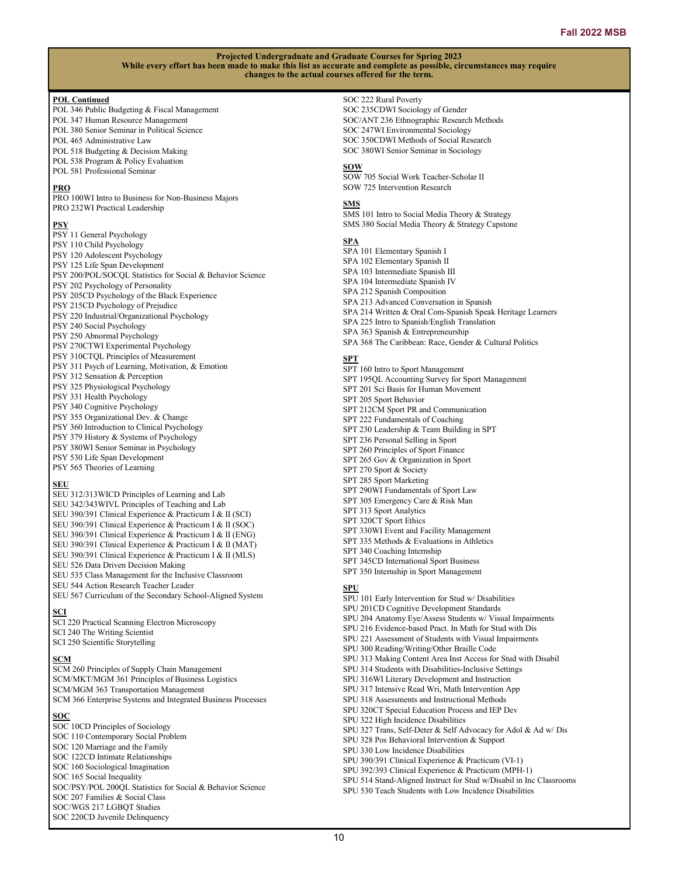**Projected Undergraduate and Graduate Courses for Spring 2023**
**While every effort has been made to make this list as accurate and complete as possible, circumstances may require changes to the actual courses offered for the term.**

**POL Continued**

POL 346 Public Budgeting & Fiscal Management
POL 347 Human Resource Management
POL 380 Senior Seminar in Political Science
POL 465 Administrative Law
POL 518 Budgeting & Decision Making
POL 538 Program & Policy Evaluation
POL 581 Professional Seminar

**PRO**

PRO 100WI Intro to Business for Non-Business Majors
PRO 232WI Practical Leadership

**PSY**

PSY 11 General Psychology
PSY 110 Child Psychology
PSY 120 Adolescent Psychology
PSY 125 Life Span Development
PSY 200/POL/SOCQL Statistics for Social & Behavior Science
PSY 202 Psychology of Personality
PSY 205CD Psychology of the Black Experience
PSY 215CD Psychology of Prejudice
PSY 220 Industrial/Organizational Psychology
PSY 240 Social Psychology
PSY 250 Abnormal Psychology
PSY 270CTWI Experimental Psychology
PSY 310CTQL Principles of Measurement
PSY 311 Psych of Learning, Motivation, & Emotion
PSY 312 Sensation & Perception
PSY 325 Physiological Psychology
PSY 331 Health Psychology
PSY 340 Cognitive Psychology
PSY 355 Organizational Dev. & Change
PSY 360 Introduction to Clinical Psychology
PSY 379 History & Systems of Psychology
PSY 380WI Senior Seminar in Psychology
PSY 530 Life Span Development
PSY 565 Theories of Learning

**SEU**

SEU 312/313WICD Principles of Learning and Lab
SEU 342/343WIVL Principles of Teaching and Lab
SEU 390/391 Clinical Experience & Practicum I & II (SCI)
SEU 390/391 Clinical Experience & Practicum I & II (SOC)
SEU 390/391 Clinical Experience & Practicum I & II (ENG)
SEU 390/391 Clinical Experience & Practicum I & II (MAT)
SEU 390/391 Clinical Experience & Practicum I & II (MLS)
SEU 526 Data Driven Decision Making
SEU 535 Class Management for the Inclusive Classroom
SEU 544 Action Research Teacher Leader
SEU 567 Curriculum of the Secondary School-Aligned System

**SCI**

SCI 220 Practical Scanning Electron Microscopy
SCI 240 The Writing Scientist
SCI 250 Scientific Storytelling

**SCM**

SCM 260 Principles of Supply Chain Management
SCM/MKT/MGM 361 Principles of Business Logistics
SCM/MGM 363 Transportation Management
SCM 366 Enterprise Systems and Integrated Business Processes

**SOC**

SOC 10CD Principles of Sociology
SOC 110 Contemporary Social Problem
SOC 120 Marriage and the Family
SOC 122CD Intimate Relationships
SOC 160 Sociological Imagination
SOC 165 Social Inequality
SOC/PSY/POL 200QL Statistics for Social & Behavior Science
SOC 207 Families & Social Class
SOC/WGS 217 LGBQT Studies
SOC 220CD Juvenile Delinquency
SOC 222 Rural Poverty
SOC 235CDWI Sociology of Gender
SOC/ANT 236 Ethnographic Research Methods
SOC 247WI Environmental Sociology
SOC 350CDWI Methods of Social Research
SOC 380WI Senior Seminar in Sociology

**SOW**

SOW 705 Social Work Teacher-Scholar II
SOW 725 Intervention Research

**SMS**

SMS 101 Intro to Social Media Theory & Strategy
SMS 380 Social Media Theory & Strategy Capstone

**SPA**

SPA 101 Elementary Spanish I
SPA 102 Elementary Spanish II
SPA 103 Intermediate Spanish III
SPA 104 Intermediate Spanish IV
SPA 212 Spanish Composition
SPA 213 Advanced Conversation in Spanish
SPA 214 Written & Oral Com-Spanish Speak Heritage Learners
SPA 225 Intro to Spanish/English Translation
SPA 363 Spanish & Entrepreneurship
SPA 368 The Caribbean: Race, Gender & Cultural Politics

**SPT**

SPT 160 Intro to Sport Management
SPT 195QL Accounting Survey for Sport Management
SPT 201 Sci Basis for Human Movement
SPT 205 Sport Behavior
SPT 212CM Sport PR and Communication
SPT 222 Fundamentals of Coaching
SPT 230 Leadership & Team Building in SPT
SPT 236 Personal Selling in Sport
SPT 260 Principles of Sport Finance
SPT 265 Gov & Organization in Sport
SPT 270 Sport & Society
SPT 285 Sport Marketing
SPT 290WI Fundamentals of Sport Law
SPT 305 Emergency Care & Risk Man
SPT 313 Sport Analytics
SPT 320CT Sport Ethics
SPT 330WI Event and Facility Management
SPT 335 Methods & Evaluations in Athletics
SPT 340 Coaching Internship
SPT 345CD International Sport Business
SPT 350 Internship in Sport Management

**SPU**

SPU 101 Early Intervention for Stud w/ Disabilities
SPU 201CD Cognitive Development Standards
SPU 204 Anatomy Eye/Assess Students w/ Visual Impairments
SPU 216 Evidence-based Pract. In Math for Stud with Dis
SPU 221 Assessment of Students with Visual Impairments
SPU 300 Reading/Writing/Other Braille Code
SPU 313 Making Content Area Inst Access for Stud with Disabil
SPU 314 Students with Disabilities-Inclusive Settings
SPU 316WI Literary Development and Instruction
SPU 317 Intensive Read Wri, Math Intervention App
SPU 318 Assessments and Instructional Methods
SPU 320CT Special Education Process and IEP Dev
SPU 322 High Incidence Disabilities
SPU 327 Trans, Self-Deter & Self Advocacy for Adol & Ad w/ Dis
SPU 328 Pos Behavioral Intervention & Support
SPU 330 Low Incidence Disabilities
SPU 390/391 Clinical Experience & Practicum (VI-1)
SPU 392/393 Clinical Experience & Practicum (MPH-1)
SPU 514 Stand-Aligned Instruct for Stud w/Disabil in Inc Classrooms
SPU 530 Teach Students with Low Incidence Disabilities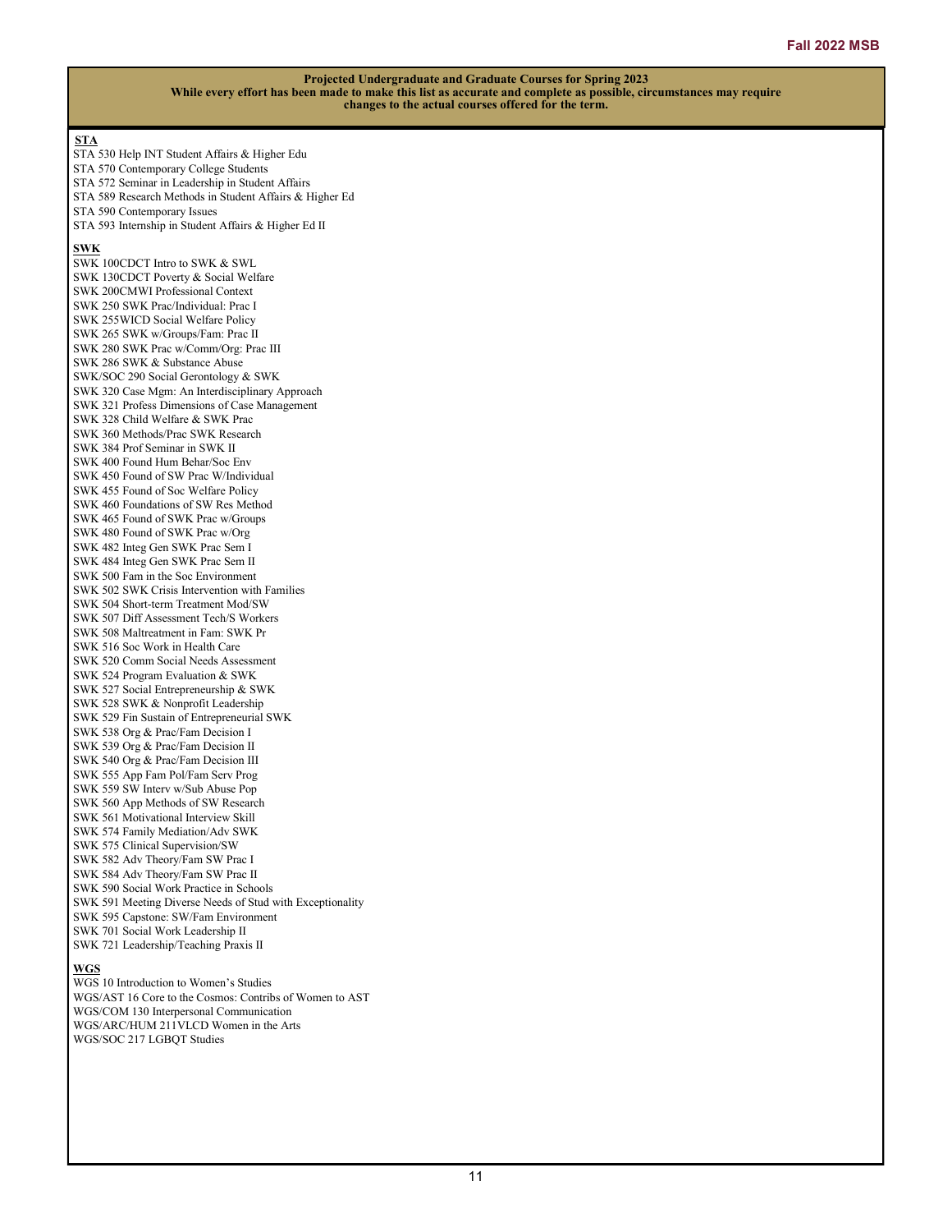**Projected Undergraduate and Graduate Courses for Spring 2023**
**While every effort has been made to make this list as accurate and complete as possible, circumstances may require changes to the actual courses offered for the term.**

**STA**

STA 530 Help INT Student Affairs & Higher Edu
STA 570 Contemporary College Students
STA 572 Seminar in Leadership in Student Affairs
STA 589 Research Methods in Student Affairs & Higher Ed
STA 590 Contemporary Issues
STA 593 Internship in Student Affairs & Higher Ed II

**SWK**

SWK 100CDCT Intro to SWK & SWL
SWK 130CDCT Poverty & Social Welfare
SWK 200CMWI Professional Context
SWK 250 SWK Prac/Individual: Prac I
SWK 255WICD Social Welfare Policy
SWK 265 SWK w/Groups/Fam: Prac II
SWK 280 SWK Prac w/Comm/Org: Prac III
SWK 286 SWK & Substance Abuse
SWK/SOC 290 Social Gerontology & SWK
SWK 320 Case Mgm: An Interdisciplinary Approach
SWK 321 Profess Dimensions of Case Management
SWK 328 Child Welfare & SWK Prac
SWK 360 Methods/Prac SWK Research
SWK 384 Prof Seminar in SWK II
SWK 400 Found Hum Behar/Soc Env
SWK 450 Found of SW Prac W/Individual
SWK 455 Found of Soc Welfare Policy
SWK 460 Foundations of SW Res Method
SWK 465 Found of SWK Prac w/Groups
SWK 480 Found of SWK Prac w/Org
SWK 482 Integ Gen SWK Prac Sem I
SWK 484 Integ Gen SWK Prac Sem II
SWK 500 Fam in the Soc Environment
SWK 502 SWK Crisis Intervention with Families
SWK 504 Short-term Treatment Mod/SW
SWK 507 Diff Assessment Tech/S Workers
SWK 508 Maltreatment in Fam: SWK Pr
SWK 516 Soc Work in Health Care
SWK 520 Comm Social Needs Assessment
SWK 524 Program Evaluation & SWK
SWK 527 Social Entrepreneurship & SWK
SWK 528 SWK & Nonprofit Leadership
SWK 529 Fin Sustain of Entrepreneurial SWK
SWK 538 Org & Prac/Fam Decision I
SWK 539 Org & Prac/Fam Decision II
SWK 540 Org & Prac/Fam Decision III
SWK 555 App Fam Pol/Fam Serv Prog
SWK 559 SW Interv w/Sub Abuse Pop
SWK 560 App Methods of SW Research
SWK 561 Motivational Interview Skill
SWK 574 Family Mediation/Adv SWK
SWK 575 Clinical Supervision/SW
SWK 582 Adv Theory/Fam SW Prac I
SWK 584 Adv Theory/Fam SW Prac II
SWK 590 Social Work Practice in Schools
SWK 591 Meeting Diverse Needs of Stud with Exceptionality
SWK 595 Capstone: SW/Fam Environment
SWK 701 Social Work Leadership II
SWK 721 Leadership/Teaching Praxis II

**WGS**

WGS 10 Introduction to Women's Studies
WGS/AST 16 Core to the Cosmos: Contribs of Women to AST
WGS/COM 130 Interpersonal Communication
WGS/ARC/HUM 211VLCD Women in the Arts
WGS/SOC 217 LGBQT Studies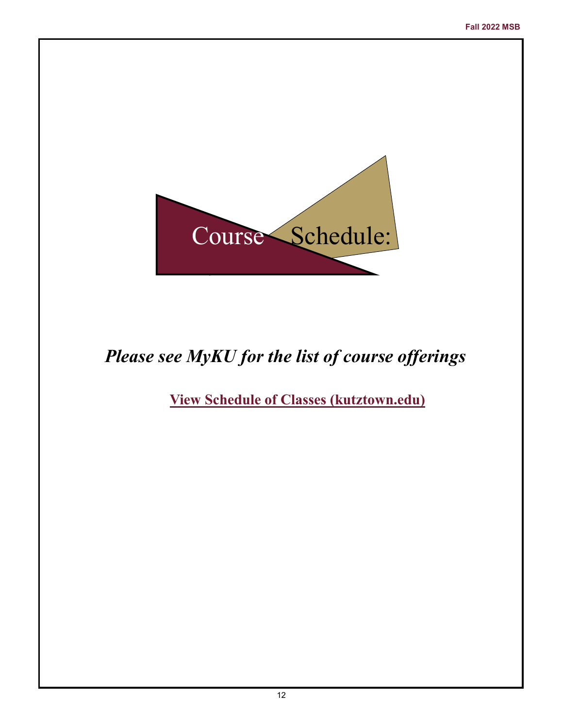# Course Schedule:

***Please see MyKU for the list of course offerings***

**View Schedule of Classes (kutztown.edu)**